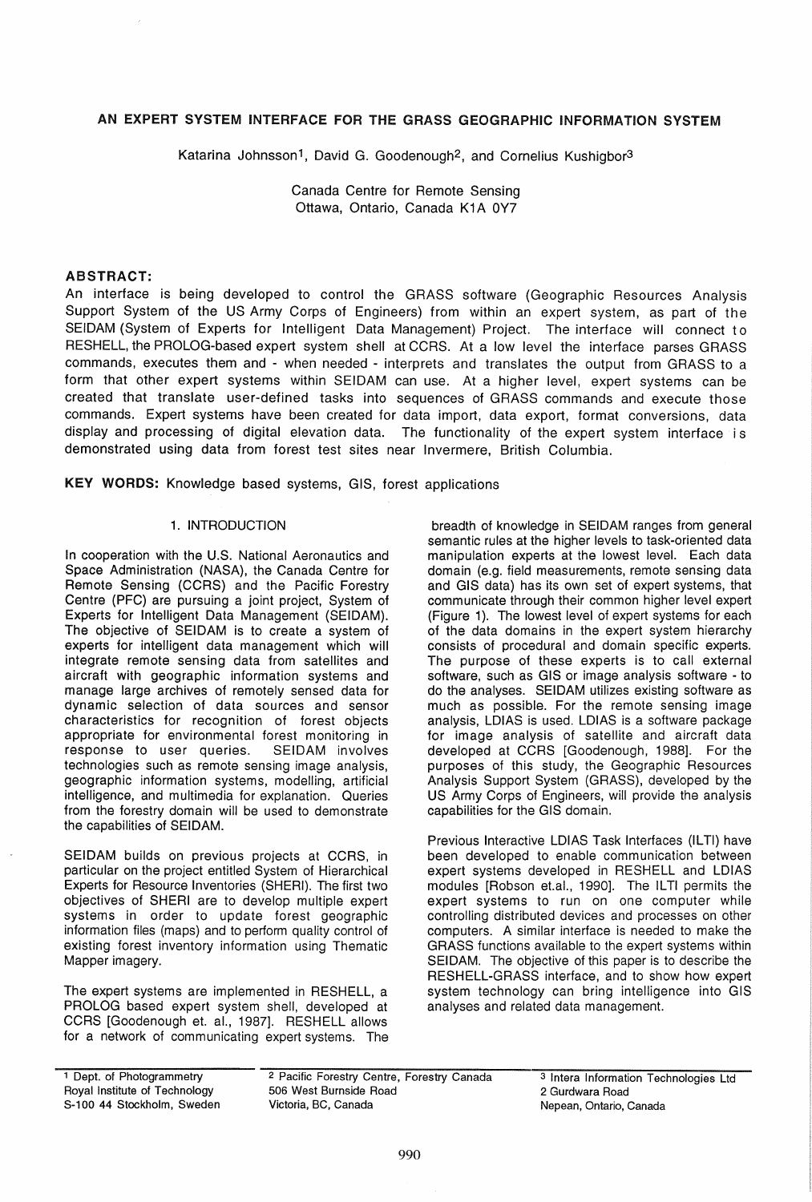# AN EXPERT SYSTEM INTERFACE FOR THE GRASS GEOGRAPHIC INFORMATION SYSTEM

Katarina Johnsson[1], David G. Goodenough[2], and Cornelius Kushigbor[3]

Canada Centre for Remote Sensing
Ottawa, Ontario, Canada K1A 0Y7

## ABSTRACT:

An interface is being developed to control the GRASS software (Geographic Resources Analysis Support System of the US Army Corps of Engineers) from within an expert system, as part of the SEIDAM (System of Experts for Intelligent Data Management) Project. The interface will connect to RESHELL, the PROLOG-based expert system shell at CCRS. At a low level the interface parses GRASS commands, executes them and - when needed - interprets and translates the output from GRASS to a form that other expert systems within SEIDAM can use. At a higher level, expert systems can be created that translate user-defined tasks into sequences of GRASS commands and execute those commands. Expert systems have been created for data import, data export, format conversions, data display and processing of digital elevation data. The functionality of the expert system interface is demonstrated using data from forest test sites near Invermere, British Columbia.

**KEY WORDS:** Knowledge based systems, GIS, forest applications

## 1. INTRODUCTION

In cooperation with the U.S. National Aeronautics and Space Administration (NASA), the Canada Centre for Remote Sensing (CCRS) and the Pacific Forestry Centre (PFC) are pursuing a joint project, System of Experts for Intelligent Data Management (SEIDAM). The objective of SEIDAM is to create a system of experts for intelligent data management which will integrate remote sensing data from satellites and aircraft with geographic information systems and manage large archives of remotely sensed data for dynamic selection of data sources and sensor characteristics for recognition of forest objects appropriate for environmental forest monitoring in response to user queries. SEIDAM involves technologies such as remote sensing image analysis, geographic information systems, modelling, artificial intelligence, and multimedia for explanation. Queries from the forestry domain will be used to demonstrate the capabilities of SEIDAM.

SEIDAM builds on previous projects at CCRS, in particular on the project entitled System of Hierarchical Experts for Resource Inventories (SHERI). The first two objectives of SHERI are to develop multiple expert systems in order to update forest geographic information files (maps) and to perform quality control of existing forest inventory information using Thematic Mapper imagery.

The expert systems are implemented in RESHELL, a PROLOG based expert system shell, developed at CCRS [Goodenough et. al., 1987]. RESHELL allows for a network of communicating expert systems. The breadth of knowledge in SEIDAM ranges from general semantic rules at the higher levels to task-oriented data manipulation experts at the lowest level. Each data domain (e.g. field measurements, remote sensing data and GIS data) has its own set of expert systems, that communicate through their common higher level expert (Figure 1). The lowest level of expert systems for each of the data domains in the expert system hierarchy consists of procedural and domain specific experts. The purpose of these experts is to call external software, such as GIS or image analysis software - to do the analyses. SEIDAM utilizes existing software as much as possible. For the remote sensing image analysis, LDIAS is used. LDIAS is a software package for image analysis of satellite and aircraft data developed at CCRS [Goodenough, 1988]. For the purposes of this study, the Geographic Resources Analysis Support System (GRASS), developed by the US Army Corps of Engineers, will provide the analysis capabilities for the GIS domain.

Previous Interactive LDIAS Task Interfaces (ILTI) have been developed to enable communication between expert systems developed in RESHELL and LDIAS modules [Robson et.al., 1990]. The ILTI permits the expert systems to run on one computer while controlling distributed devices and processes on other computers. A similar interface is needed to make the GRASS functions available to the expert systems within SEIDAM. The objective of this paper is to describe the RESHELL-GRASS interface, and to show how expert system technology can bring intelligence into GIS analyses and related data management.

---

[1] Dept. of Photogrammetry
Royal Institute of Technology
S-100 44 Stockholm, Sweden

[2] Pacific Forestry Centre, Forestry Canada
506 West Burnside Road
Victoria, BC, Canada

[3] Intera Information Technologies Ltd
2 Gurdwara Road
Nepean, Ontario, Canada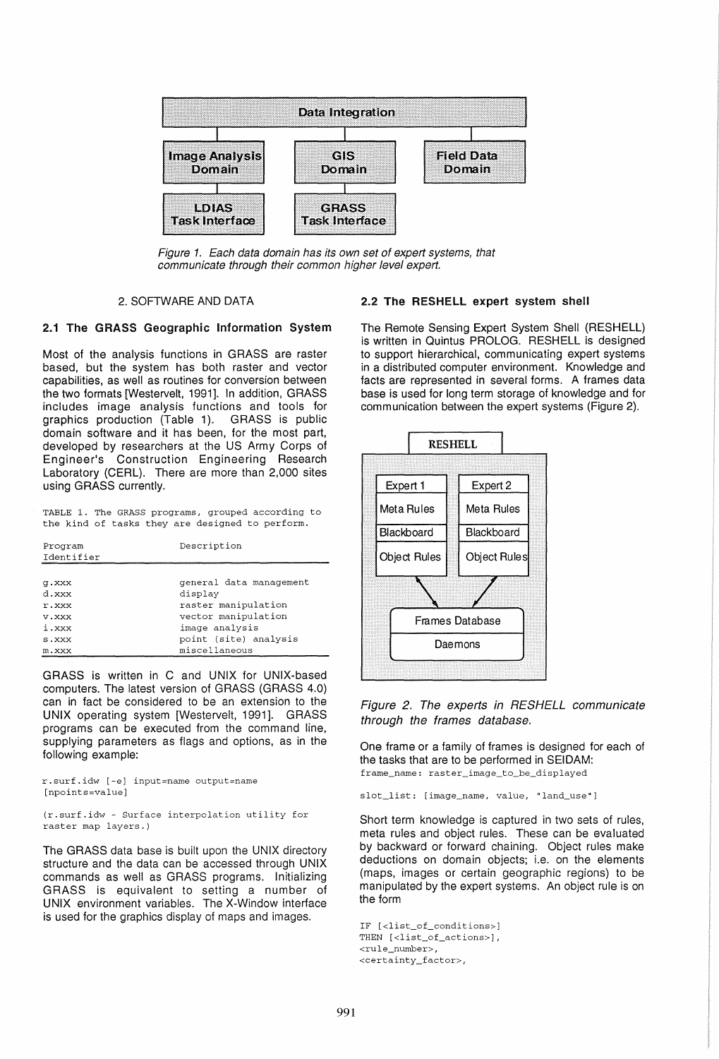Figure 1. Each data domain has its own set of expert systems, that communicate through their common higher level expert.

## 2. SOFTWARE AND DATA

### 2.1 The GRASS Geographic Information System

Most of the analysis functions in GRASS are raster based, but the system has both raster and vector capabilities, as well as routines for conversion between the two formats [Westervelt, 1991]. In addition, GRASS includes image analysis functions and tools for graphics production (Table 1). GRASS is public domain software and it has been, for the most part, developed by researchers at the US Army Corps of Engineer's Construction Engineering Research Laboratory (CERL). There are more than 2,000 sites using GRASS currently.

TABLE 1. The GRASS programs, grouped according to the kind of tasks they are designed to perform.

| Program Identifier | Description |
|---|---|
| g.xxx | general data management |
| d.xxx | display |
| r.xxx | raster manipulation |
| v.xxx | vector manipulation |
| i.xxx | image analysis |
| s.xxx | point (site) analysis |
| m.xxx | miscellaneous |

GRASS is written in C and UNIX for UNIX-based computers. The latest version of GRASS (GRASS 4.0) can in fact be considered to be an extension to the UNIX operating system [Westervelt, 1991]. GRASS programs can be executed from the command line, supplying parameters as flags and options, as in the following example:

```
r.surf.idw [-e] input=name output=name
[npoints=value]
```

```
(r.surf.idw - Surface interpolation utility for
raster map layers.)
```

The GRASS data base is built upon the UNIX directory structure and the data can be accessed through UNIX commands as well as GRASS programs. Initializing GRASS is equivalent to setting a number of UNIX environment variables. The X-Window interface is used for the graphics display of maps and images.

### 2.2 The RESHELL expert system shell

The Remote Sensing Expert System Shell (RESHELL) is written in Quintus PROLOG. RESHELL is designed to support hierarchical, communicating expert systems in a distributed computer environment. Knowledge and facts are represented in several forms. A frames data base is used for long term storage of knowledge and for communication between the expert systems (Figure 2).

Figure 2. The experts in RESHELL communicate through the frames database.

One frame or a family of frames is designed for each of the tasks that are to be performed in SEIDAM:

```
frame_name: raster_image_to_be_displayed

slot_list: [image_name, value, "land_use"]
```

Short term knowledge is captured in two sets of rules, meta rules and object rules. These can be evaluated by backward or forward chaining. Object rules make deductions on domain objects; i.e. on the elements (maps, images or certain geographic regions) to be manipulated by the expert systems. An object rule is on the form

```
IF [<list_of_conditions>]
THEN [<list_of_actions>],
<rule_number>,
<certainty_factor>,
```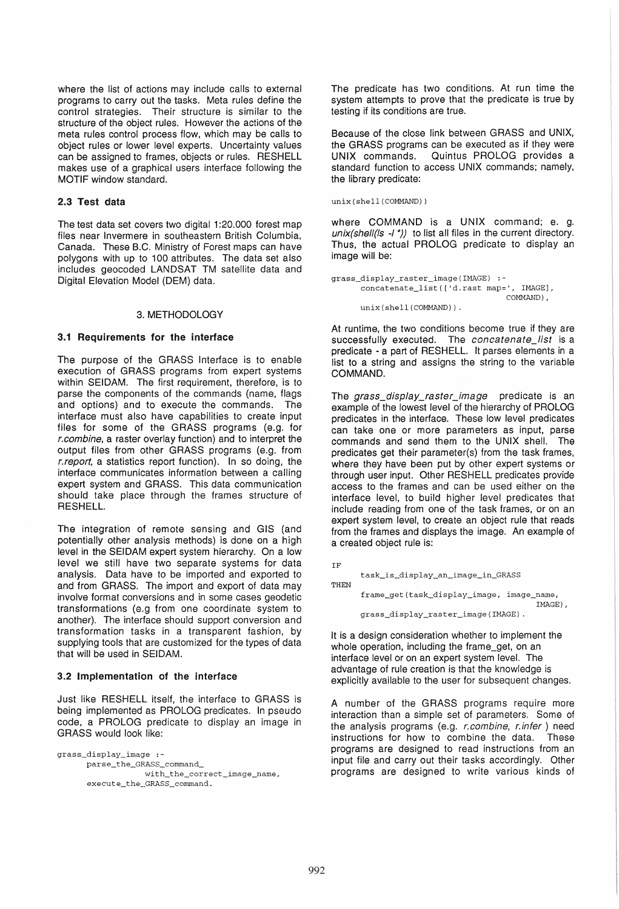where the list of actions may include calls to external programs to carry out the tasks. Meta rules define the control strategies. Their structure is similar to the structure of the object rules. However the actions of the meta rules control process flow, which may be calls to object rules or lower level experts. Uncertainty values can be assigned to frames, objects or rules. RESHELL makes use of a graphical users interface following the MOTIF window standard.

### 2.3 Test data

The test data set covers two digital 1:20.000 forest map files near Invermere in southeastern British Columbia, Canada. These B.C. Ministry of Forest maps can have polygons with up to 100 attributes. The data set also includes geocoded LANDSAT TM satellite data and Digital Elevation Model (DEM) data.

## 3. METHODOLOGY

### 3.1 Requirements for the interface

The purpose of the GRASS Interface is to enable execution of GRASS programs from expert systems within SEIDAM. The first requirement, therefore, is to parse the components of the commands (name, flags and options) and to execute the commands. The interface must also have capabilities to create input files for some of the GRASS programs (e.g. for *r.combine*, a raster overlay function) and to interpret the output files from other GRASS programs (e.g. from *r.report*, a statistics report function). In so doing, the interface communicates information between a calling expert system and GRASS. This data communication should take place through the frames structure of RESHELL.

The integration of remote sensing and GIS (and potentially other analysis methods) is done on a high level in the SEIDAM expert system hierarchy. On a low level we still have two separate systems for data analysis. Data have to be imported and exported to and from GRASS. The import and export of data may involve format conversions and in some cases geodetic transformations (e.g from one coordinate system to another). The interface should support conversion and transformation tasks in a transparent fashion, by supplying tools that are customized for the types of data that will be used in SEIDAM.

### 3.2 Implementation of the interface

Just like RESHELL itself, the interface to GRASS is being implemented as PROLOG predicates. In pseudo code, a PROLOG predicate to display an image in GRASS would look like:

```
grass_display_image :-
      parse_the_GRASS_command_
              with_the_correct_image_name,
      execute_the_GRASS_command.
```

The predicate has two conditions. At run time the system attempts to prove that the predicate is true by testing if its conditions are true.

Because of the close link between GRASS and UNIX, the GRASS programs can be executed as if they were UNIX commands. Quintus PROLOG provides a standard function to access UNIX commands; namely, the library predicate:

```
unix(shell(COMMAND))
```

where COMMAND is a UNIX command; e. g. *unix(shell(ls -l *))* to list all files in the current directory. Thus, the actual PROLOG predicate to display an image will be:

```
grass_display_raster_image(IMAGE) :-
      concatenate_list(['d.rast map=', IMAGE],
                                     COMMAND),
      unix(shell(COMMAND)).
```

At runtime, the two conditions become true if they are successfully executed. The *concatenate_list* is a predicate - a part of RESHELL. It parses elements in a list to a string and assigns the string to the variable COMMAND.

The *grass_display_raster_image* predicate is an example of the lowest level of the hierarchy of PROLOG predicates in the interface. These low level predicates can take one or more parameters as input, parse commands and send them to the UNIX shell. The predicates get their parameter(s) from the task frames, where they have been put by other expert systems or through user input. Other RESHELL predicates provide access to the frames and can be used either on the interface level, to build higher level predicates that include reading from one of the task frames, or on an expert system level, to create an object rule that reads from the frames and displays the image. An example of a created object rule is:

```
IF
      task_is_display_an_image_in_GRASS
THEN
      frame_get(task_display_image, image_name,
                                        IMAGE),
      grass_display_raster_image(IMAGE).
```

It is a design consideration whether to implement the whole operation, including the frame_get, on an interface level or on an expert system level. The advantage of rule creation is that the knowledge is explicitly available to the user for subsequent changes.

A number of the GRASS programs require more interaction than a simple set of parameters. Some of the analysis programs (e.g. *r.combine, r.infer* ) need instructions for how to combine the data. These programs are designed to read instructions from an input file and carry out their tasks accordingly. Other programs are designed to write various kinds of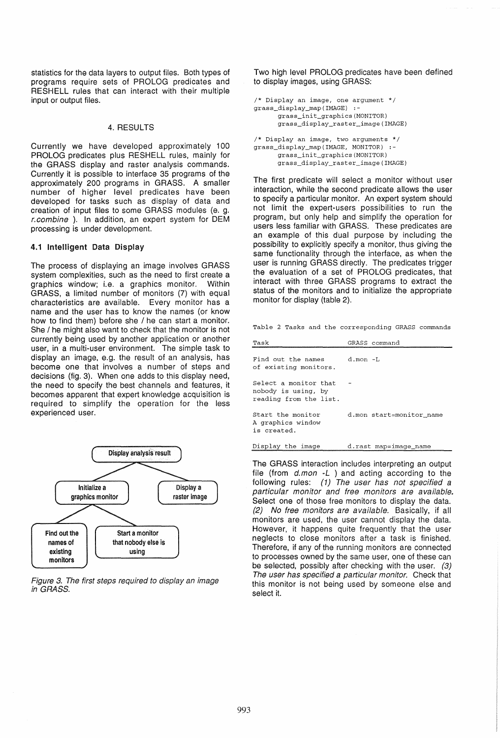statistics for the data layers to output files. Both types of programs require sets of PROLOG predicates and RESHELL rules that can interact with their multiple input or output files.

## 4. RESULTS

Currently we have developed approximately 100 PROLOG predicates plus RESHELL rules, mainly for the GRASS display and raster analysis commands. Currently it is possible to interface 35 programs of the approximately 200 programs in GRASS. A smaller number of higher level predicates have been developed for tasks such as display of data and creation of input files to some GRASS modules (e. g. *r.combine* ). In addition, an expert system for DEM processing is under development.

### 4.1 Intelligent Data Display

The process of displaying an image involves GRASS system complexities, such as the need to first create a graphics window; i.e. a graphics monitor. Within GRASS, a limited number of monitors (7) with equal characteristics are available. Every monitor has a name and the user has to know the names (or know how to find them) before she / he can start a monitor. She / he might also want to check that the monitor is not currently being used by another application or another user, in a multi-user environment. The simple task to display an image, e.g. the result of an analysis, has become one that involves a number of steps and decisions (fig. 3). When one adds to this display need, the need to specify the best channels and features, it becomes apparent that expert knowledge acquisition is required to simplify the operation for the less experienced user.

Display analysis result

Initialize a graphics monitor

Display a raster image

Find out the names of existing monitors

Start a monitor that nobody else is using

*Figure 3. The first steps required to display an image in GRASS.*

Two high level PROLOG predicates have been defined to display images, using GRASS:

```
/* Display an image, one argument */
grass_display_map(IMAGE) :-
      grass_init_graphics(MONITOR)
      grass_display_raster_image(IMAGE)

/* Display an image, two arguments */
grass_display_map(IMAGE, MONITOR) :-
      grass_init_graphics(MONITOR)
      grass_display_raster_image(IMAGE)
```

The first predicate will select a monitor without user interaction, while the second predicate allows the user to specify a particular monitor. An expert system should not limit the expert-users possibilities to run the program, but only help and simplify the operation for users less familiar with GRASS. These predicates are an example of this dual purpose by including the possibility to explicitly specify a monitor, thus giving the same functionality through the interface, as when the user is running GRASS directly. The predicates trigger the evaluation of a set of PROLOG predicates, that interact with three GRASS programs to extract the status of the monitors and to initialize the appropriate monitor for display (table 2).

Table 2 Tasks and the corresponding GRASS commands

| Task | GRASS command |
|---|---|
| Find out the names of existing monitors. | d.mon -L |
| Select a monitor that nobody is using, by reading from the list. | - |
| Start the monitor A graphics window is created. | d.mon start=monitor_name |
| Display the image | d.rast map=image_name |

The GRASS interaction includes interpreting an output file (from *d.mon -L* ) and acting according to the following rules: *(1) The user has not specified a particular monitor and free monitors are available.* Select one of those free monitors to display the data. *(2) No free monitors are available.* Basically, if all monitors are used, the user cannot display the data. However, it happens quite frequently that the user neglects to close monitors after a task is finished. Therefore, if any of the running monitors are connected to processes owned by the same user, one of these can be selected, possibly after checking with the user. *(3) The user has specified a particular monitor.* Check that this monitor is not being used by someone else and select it.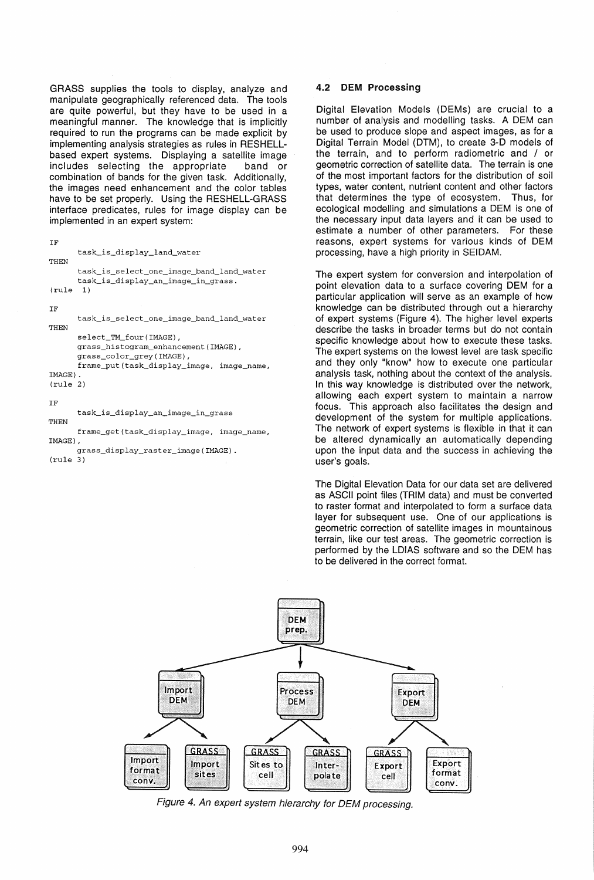GRASS supplies the tools to display, analyze and manipulate geographically referenced data. The tools are quite powerful, but they have to be used in a meaningful manner. The knowledge that is implicitly required to run the programs can be made explicit by implementing analysis strategies as rules in RESHELL-based expert systems. Displaying a satellite image includes selecting the appropriate band or combination of bands for the given task. Additionally, the images need enhancement and the color tables have to be set properly. Using the RESHELL-GRASS interface predicates, rules for image display can be implemented in an expert system:

```
IF
      task_is_display_land_water
THEN
      task_is_select_one_image_band_land_water
      task_is_display_an_image_in_grass.
(rule  1)

IF
      task_is_select_one_image_band_land_water
THEN
      select_TM_four(IMAGE),
      grass_histogram_enhancement(IMAGE),
      grass_color_grey(IMAGE),
      frame_put(task_display_image, image_name,
IMAGE).
(rule 2)

IF
      task_is_display_an_image_in_grass
THEN
      frame_get(task_display_image, image_name,
IMAGE),
      grass_display_raster_image(IMAGE).
(rule 3)
```

### 4.2 DEM Processing

Digital Elevation Models (DEMs) are crucial to a number of analysis and modelling tasks. A DEM can be used to produce slope and aspect images, as for a Digital Terrain Model (DTM), to create 3-D models of the terrain, and to perform radiometric and / or geometric correction of satellite data. The terrain is one of the most important factors for the distribution of soil types, water content, nutrient content and other factors that determines the type of ecosystem. Thus, for ecological modelling and simulations a DEM is one of the necessary input data layers and it can be used to estimate a number of other parameters. For these reasons, expert systems for various kinds of DEM processing, have a high priority in SEIDAM.

The expert system for conversion and interpolation of point elevation data to a surface covering DEM for a particular application will serve as an example of how knowledge can be distributed through out a hierarchy of expert systems (Figure 4). The higher level experts describe the tasks in broader terms but do not contain specific knowledge about how to execute these tasks. The expert systems on the lowest level are task specific and they only "know" how to execute one particular analysis task, nothing about the context of the analysis. In this way knowledge is distributed over the network, allowing each expert system to maintain a narrow focus. This approach also facilitates the design and development of the system for multiple applications. The network of expert systems is flexible in that it can be altered dynamically an automatically depending upon the input data and the success in achieving the user's goals.

The Digital Elevation Data for our data set are delivered as ASCII point files (TRIM data) and must be converted to raster format and interpolated to form a surface data layer for subsequent use. One of our applications is geometric correction of satellite images in mountainous terrain, like our test areas. The geometric correction is performed by the LDIAS software and so the DEM has to be delivered in the correct format.

DEM prep.

Import DEM | Process DEM | Export DEM

Import format conv. | GRASS Import sites | GRASS Sites to cell | GRASS Inter-polate | GRASS Export cell | Export format conv.

*Figure 4. An expert system hierarchy for DEM processing.*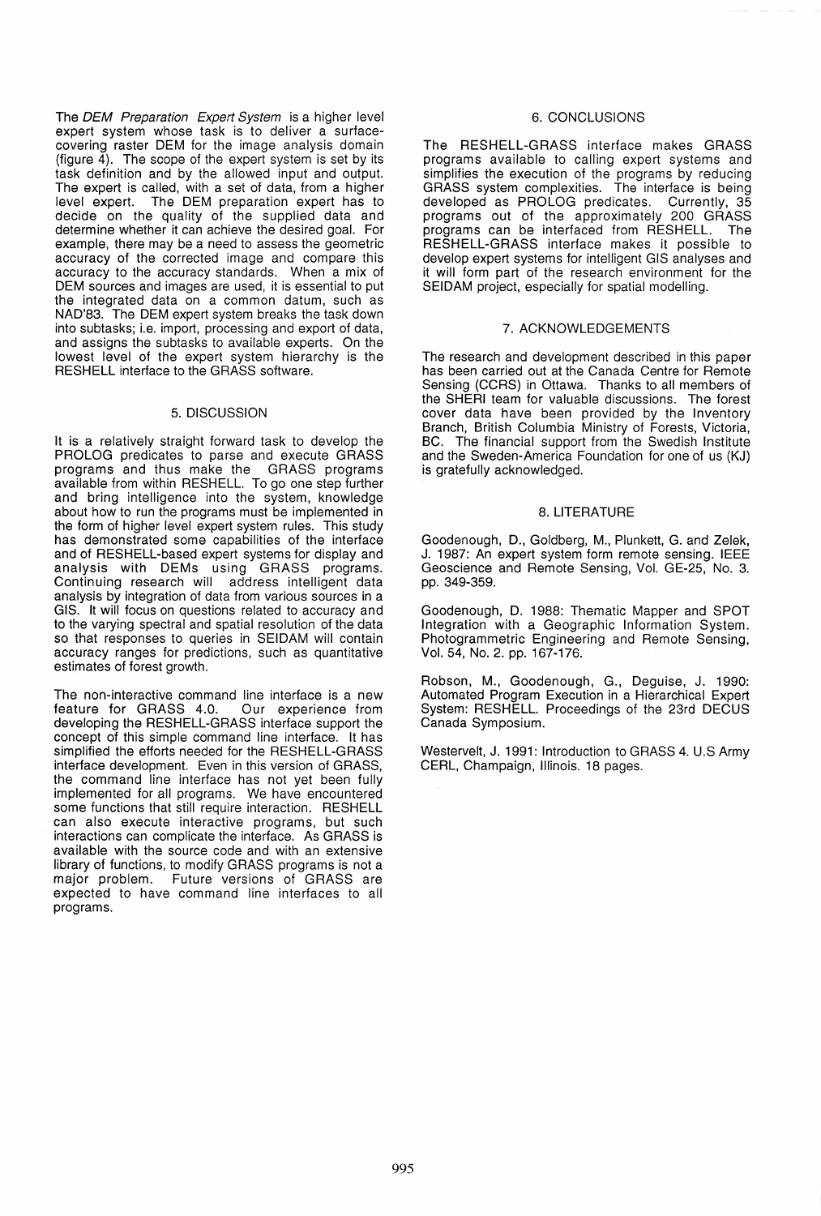The *DEM Preparation Expert System* is a higher level expert system whose task is to deliver a surface-covering raster DEM for the image analysis domain (figure 4). The scope of the expert system is set by its task definition and by the allowed input and output. The expert is called, with a set of data, from a higher level expert. The DEM preparation expert has to decide on the quality of the supplied data and determine whether it can achieve the desired goal. For example, there may be a need to assess the geometric accuracy of the corrected image and compare this accuracy to the accuracy standards. When a mix of DEM sources and images are used, it is essential to put the integrated data on a common datum, such as NAD'83. The DEM expert system breaks the task down into subtasks; i.e. import, processing and export of data, and assigns the subtasks to available experts. On the lowest level of the expert system hierarchy is the RESHELL interface to the GRASS software.

## 5. DISCUSSION

It is a relatively straight forward task to develop the PROLOG predicates to parse and execute GRASS programs and thus make the GRASS programs available from within RESHELL. To go one step further and bring intelligence into the system, knowledge about how to run the programs must be implemented in the form of higher level expert system rules. This study has demonstrated some capabilities of the interface and of RESHELL-based expert systems for display and analysis with DEMs using GRASS programs. Continuing research will address intelligent data analysis by integration of data from various sources in a GIS. It will focus on questions related to accuracy and to the varying spectral and spatial resolution of the data so that responses to queries in SEIDAM will contain accuracy ranges for predictions, such as quantitative estimates of forest growth.

The non-interactive command line interface is a new feature for GRASS 4.0. Our experience from developing the RESHELL-GRASS interface support the concept of this simple command line interface. It has simplified the efforts needed for the RESHELL-GRASS interface development. Even in this version of GRASS, the command line interface has not yet been fully implemented for all programs. We have encountered some functions that still require interaction. RESHELL can also execute interactive programs, but such interactions can complicate the interface. As GRASS is available with the source code and with an extensive library of functions, to modify GRASS programs is not a major problem. Future versions of GRASS are expected to have command line interfaces to all programs.

## 6. CONCLUSIONS

The RESHELL-GRASS interface makes GRASS programs available to calling expert systems and simplifies the execution of the programs by reducing GRASS system complexities. The interface is being developed as PROLOG predicates. Currently, 35 programs out of the approximately 200 GRASS programs can be interfaced from RESHELL. The RESHELL-GRASS interface makes it possible to develop expert systems for intelligent GIS analyses and it will form part of the research environment for the SEIDAM project, especially for spatial modelling.

## 7. ACKNOWLEDGEMENTS

The research and development described in this paper has been carried out at the Canada Centre for Remote Sensing (CCRS) in Ottawa. Thanks to all members of the SHERI team for valuable discussions. The forest cover data have been provided by the Inventory Branch, British Columbia Ministry of Forests, Victoria, BC. The financial support from the Swedish Institute and the Sweden-America Foundation for one of us (KJ) is gratefully acknowledged.

## 8. LITERATURE

Goodenough, D., Goldberg, M., Plunkett, G. and Zelek, J. 1987: An expert system form remote sensing. IEEE Geoscience and Remote Sensing, Vol. GE-25, No. 3. pp. 349-359.

Goodenough, D. 1988: Thematic Mapper and SPOT Integration with a Geographic Information System. Photogrammetric Engineering and Remote Sensing, Vol. 54, No. 2. pp. 167-176.

Robson, M., Goodenough, G., Deguise, J. 1990: Automated Program Execution in a Hierarchical Expert System: RESHELL. Proceedings of the 23rd DECUS Canada Symposium.

Westervelt, J. 1991: Introduction to GRASS 4. U.S Army CERL, Champaign, Illinois. 18 pages.